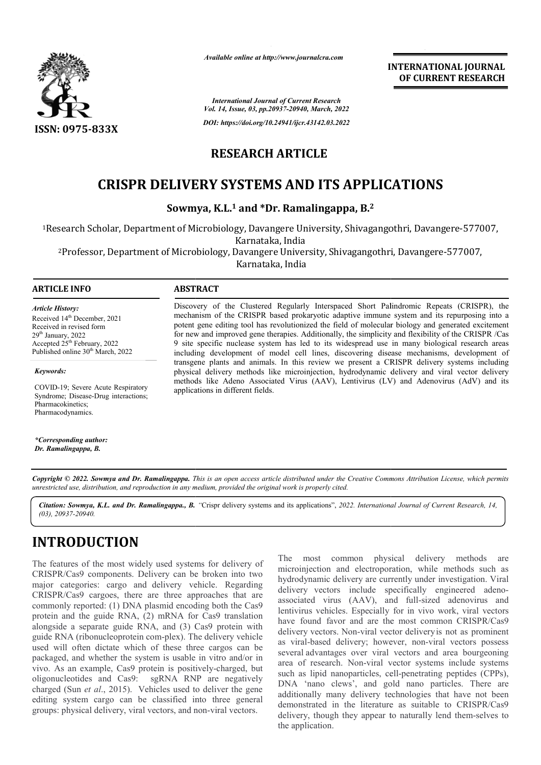*Available online at http://www.journalcra.com*

**INTERNATIONAL JOURNAL OF CURRENT RESEARCH**

*International Journal of Current Research*
*Vol. 14, Issue, 03, pp.20937-20940, March, 2022*

*DOI: https://doi.org/10.24941/ijcr.43142.03.2022*

ISSN: 0975-833X

**RESEARCH ARTICLE**

# CRISPR DELIVERY SYSTEMS AND ITS APPLICATIONS

**Sowmya, K.L.[1] and *Dr. Ramalingappa, B.[2]**

[1]Research Scholar, Department of Microbiology, Davangere University, Shivagangothri, Davangere-577007, Karnataka, India

[2]Professor, Department of Microbiology, Davangere University, Shivagangothri, Davangere-577007, Karnataka, India

**ARTICLE INFO**

*Article History:*
Received 14th December, 2021
Received in revised form
29th January, 2022
Accepted 25th February, 2022
Published online 30th March, 2022

*Keywords:*
COVID-19; Severe Acute Respiratory Syndrome; Disease-Drug interactions; Pharmacokinetics; Pharmacodynamics.

**\*Corresponding author:**
*Dr. Ramalingappa, B.*

**ABSTRACT**

Discovery of the Clustered Regularly Interspaced Short Palindromic Repeats (CRISPR), the mechanism of the CRISPR based prokaryotic adaptive immune system and its repurposing into a potent gene editing tool has revolutionized the field of molecular biology and generated excitement for new and improved gene therapies. Additionally, the simplicity and flexibility of the CRISPR /Cas 9 site specific nuclease system has led to its widespread use in many biological research areas including development of model cell lines, discovering disease mechanisms, development of transgene plants and animals. In this review we present a CRISPR delivery systems including physical delivery methods like microinjection, hydrodynamic delivery and viral vector delivery methods like Adeno Associated Virus (AAV), Lentivirus (LV) and Adenovirus (AdV) and its applications in different fields.

*Copyright © 2022. Sowmya and Dr. Ramalingappa. This is an open access article distributed under the Creative Commons Attribution License, which permits unrestricted use, distribution, and reproduction in any medium, provided the original work is properly cited.*

***Citation: Sowmya, K.L. and Dr. Ramalingappa., B.** "Crispr delivery systems and its applications", 2022. International Journal of Current Research, 14, (03), 20937-20940.*

## INTRODUCTION

The features of the most widely used systems for delivery of CRISPR/Cas9 components. Delivery can be broken into two major categories: cargo and delivery vehicle. Regarding CRISPR/Cas9 cargoes, there are three approaches that are commonly reported: (1) DNA plasmid encoding both the Cas9 protein and the guide RNA, (2) mRNA for Cas9 translation alongside a separate guide RNA, and (3) Cas9 protein with guide RNA (ribonucleoprotein com-plex). The delivery vehicle used will often dictate which of these three cargos can be packaged, and whether the system is usable in vitro and/or in vivo. As an example, Cas9 protein is positively-charged, but oligonucleotides and Cas9: sgRNA RNP are negatively charged (Sun *et al*., 2015). Vehicles used to deliver the gene editing system cargo can be classified into three general groups: physical delivery, viral vectors, and non-viral vectors.

The most common physical delivery methods are microinjection and electroporation, while methods such as hydrodynamic delivery are currently under investigation. Viral delivery vectors include specifically engineered adeno-associated virus (AAV), and full-sized adenovirus and lentivirus vehicles. Especially for in vivo work, viral vectors have found favor and are the most common CRISPR/Cas9 delivery vectors. Non-viral vector delivery is not as prominent as viral-based delivery; however, non-viral vectors possess several advantages over viral vectors and area bourgeoning area of research. Non-viral vector systems include systems such as lipid nanoparticles, cell-penetrating peptides (CPPs), DNA 'nano clews', and gold nano particles. There are additionally many delivery technologies that have not been demonstrated in the literature as suitable to CRISPR/Cas9 delivery, though they appear to naturally lend them-selves to the application.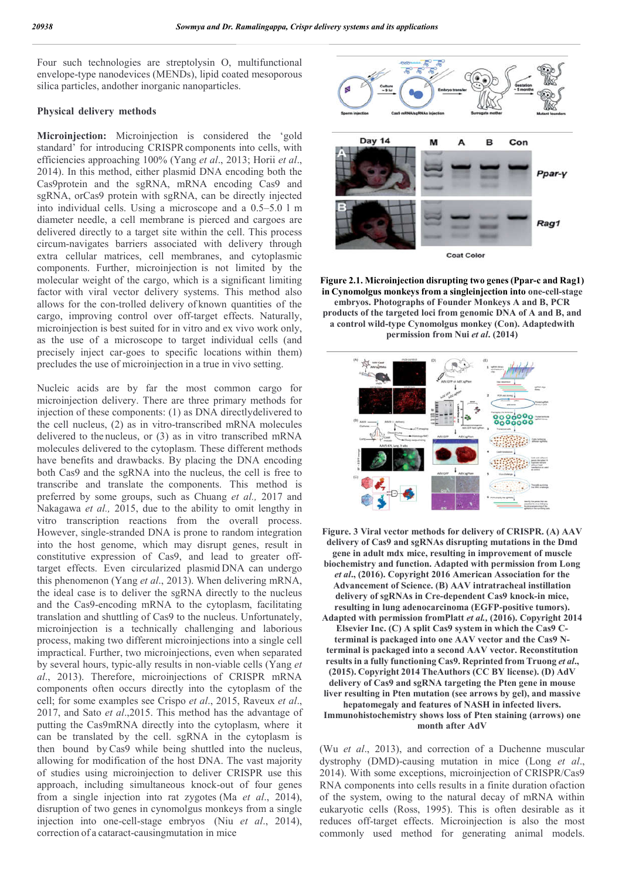Four such technologies are streptolysin O, multifunctional envelope-type nanodevices (MENDs), lipid coated mesoporous silica particles, andother inorganic nanoparticles.

## Physical delivery methods

**Microinjection:** Microinjection is considered the 'gold standard' for introducing CRISPR components into cells, with efficiencies approaching 100% (Yang *et al*., 2013; Horii *et al*., 2014). In this method, either plasmid DNA encoding both the Cas9protein and the sgRNA, mRNA encoding Cas9 and sgRNA, orCas9 protein with sgRNA, can be directly injected into individual cells. Using a microscope and a 0.5–5.0 l m diameter needle, a cell membrane is pierced and cargoes are delivered directly to a target site within the cell. This process circum-navigates barriers associated with delivery through extra cellular matrices, cell membranes, and cytoplasmic components. Further, microinjection is not limited by the molecular weight of the cargo, which is a significant limiting factor with viral vector delivery systems. This method also allows for the con-trolled delivery of known quantities of the cargo, improving control over off-target effects. Naturally, microinjection is best suited for in vitro and ex vivo work only, as the use of a microscope to target individual cells (and precisely inject car-goes to specific locations within them) precludes the use of microinjection in a true in vivo setting.

Nucleic acids are by far the most common cargo for microinjection delivery. There are three primary methods for injection of these components: (1) as DNA directlydelivered to the cell nucleus, (2) as in vitro-transcribed mRNA molecules delivered to the nucleus, or (3) as in vitro transcribed mRNA molecules delivered to the cytoplasm. These different methods have benefits and drawbacks. By placing the DNA encoding both Cas9 and the sgRNA into the nucleus, the cell is free to transcribe and translate the components. This method is preferred by some groups, such as Chuang *et al.,* 2017 and Nakagawa *et al.,* 2015, due to the ability to omit lengthy in vitro transcription reactions from the overall process. However, single-stranded DNA is prone to random integration into the host genome, which may disrupt genes, result in constitutive expression of Cas9, and lead to greater off-target effects. Even circularized plasmid DNA can undergo this phenomenon (Yang *et al*., 2013). When delivering mRNA, the ideal case is to deliver the sgRNA directly to the nucleus and the Cas9-encoding mRNA to the cytoplasm, facilitating translation and shuttling of Cas9 to the nucleus. Unfortunately, microinjection is a technically challenging and laborious process, making two different microinjections into a single cell impractical. Further, two microinjections, even when separated by several hours, typic-ally results in non-viable cells (Yang *et al*., 2013). Therefore, microinjections of CRISPR mRNA components often occurs directly into the cytoplasm of the cell; for some examples see Crispo *et al*., 2015, Raveux *et al*., 2017, and Sato *et al*.,2015. This method has the advantage of putting the Cas9mRNA directly into the cytoplasm, where it can be translated by the cell. sgRNA in the cytoplasm is then bound by Cas9 while being shuttled into the nucleus, allowing for modification of the host DNA. The vast majority of studies using microinjection to deliver CRISPR use this approach, including simultaneous knock-out of four genes from a single injection into rat zygotes (Ma *et al*., 2014), disruption of two genes in cynomolgus monkeys from a single injection into one-cell-stage embryos (Niu *et al*., 2014), correction of a cataract-causingmutation in mice

**Figure 2.1. Microinjection disrupting two genes (Ppar-c and Rag1) in Cynomolgus monkeys from a singleinjection into one-cell-stage embryos. Photographs of Founder Monkeys A and B, PCR products of the targeted loci from genomic DNA of A and B, and a control wild-type Cynomolgus monkey (Con). Adaptedwith permission from Nui *et al*. (2014)**

**Figure. 3 Viral vector methods for delivery of CRISPR. (A) AAV delivery of Cas9 and sgRNAs disrupting mutations in the Dmd gene in adult mdx mice, resulting in improvement of muscle biochemistry and function. Adapted with permission from Long *et al*., (2016). Copyright 2016 American Association for the Advancement of Science. (B) AAV intratracheal instillation delivery of sgRNAs in Cre-dependent Cas9 knock-in mice, resulting in lung adenocarcinoma (EGFP-positive tumors). Adapted with permission fromPlatt *et al.,* (2016). Copyright 2014 Elsevier Inc. (C) A split Cas9 system in which the Cas9 C-terminal is packaged into one AAV vector and the Cas9 N-terminal is packaged into a second AAV vector. Reconstitution results in a fully functioning Cas9. Reprinted from Truong *et al*., (2015). Copyright 2014 TheAuthors (CC BY license). (D) AdV delivery of Cas9 and sgRNA targeting the Pten gene in mouse liver resulting in Pten mutation (see arrows by gel), and massive hepatomegaly and features of NASH in infected livers. Immunohistochemistry shows loss of Pten staining (arrows) one month after AdV**

(Wu *et al*., 2013), and correction of a Duchenne muscular dystrophy (DMD)-causing mutation in mice (Long *et al*., 2014). With some exceptions, microinjection of CRISPR/Cas9 RNA components into cells results in a finite duration ofaction of the system, owing to the natural decay of mRNA within eukaryotic cells (Ross, 1995). This is often desirable as it reduces off-target effects. Microinjection is also the most commonly used method for generating animal models.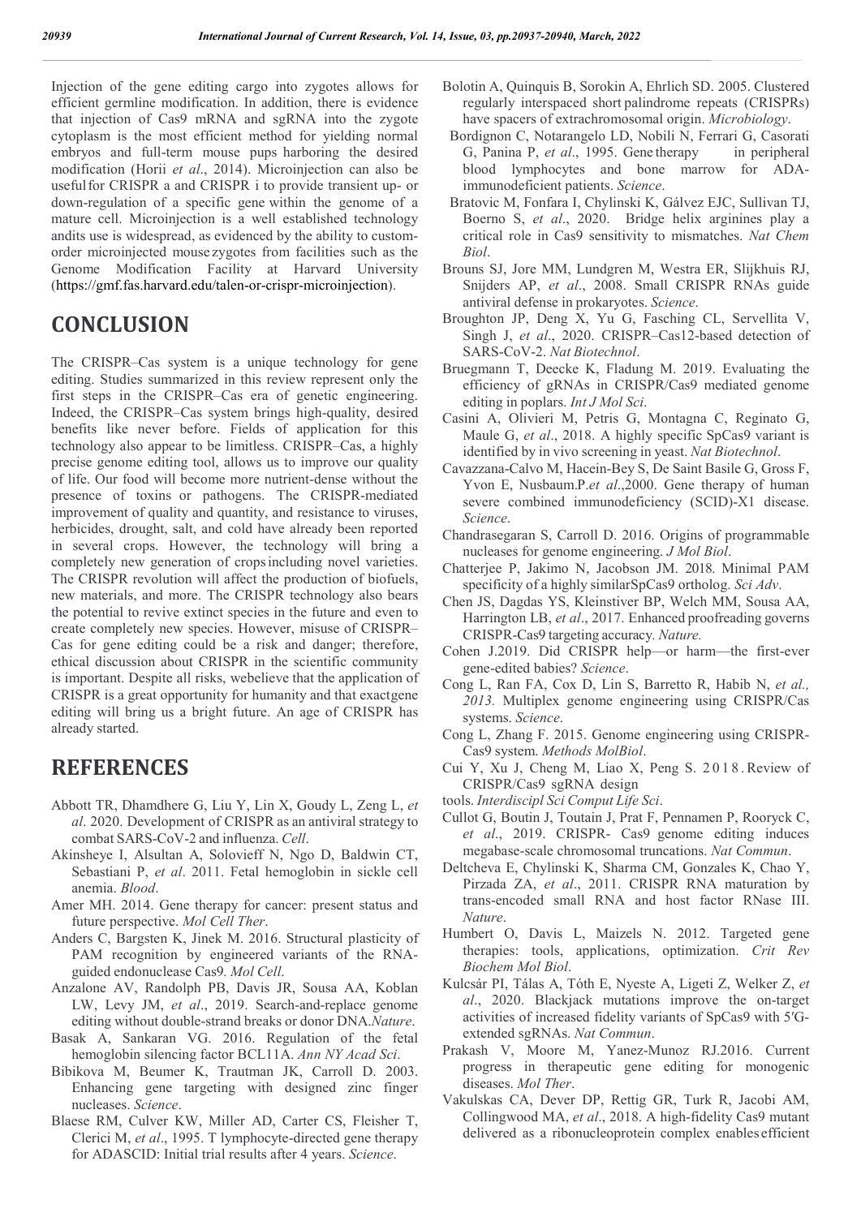Injection of the gene editing cargo into zygotes allows for efficient germline modification. In addition, there is evidence that injection of Cas9 mRNA and sgRNA into the zygote cytoplasm is the most efficient method for yielding normal embryos and full-term mouse pups harboring the desired modification (Horii *et al*., 2014). Microinjection can also be usefulfor CRISPR a and CRISPR i to provide transient up- or down-regulation of a specific gene within the genome of a mature cell. Microinjection is a well established technology andits use is widespread, as evidenced by the ability to custom-order microinjected mouse zygotes from facilities such as the Genome Modification Facility at Harvard University (https://gmf.fas.harvard.edu/talen-or-crispr-microinjection).

## CONCLUSION

The CRISPR–Cas system is a unique technology for gene editing. Studies summarized in this review represent only the first steps in the CRISPR–Cas era of genetic engineering. Indeed, the CRISPR–Cas system brings high-quality, desired benefits like never before. Fields of application for this technology also appear to be limitless. CRISPR–Cas, a highly precise genome editing tool, allows us to improve our quality of life. Our food will become more nutrient-dense without the presence of toxins or pathogens. The CRISPR-mediated improvement of quality and quantity, and resistance to viruses, herbicides, drought, salt, and cold have already been reported in several crops. However, the technology will bring a completely new generation of crops including novel varieties. The CRISPR revolution will affect the production of biofuels, new materials, and more. The CRISPR technology also bears the potential to revive extinct species in the future and even to create completely new species. However, misuse of CRISPR–Cas for gene editing could be a risk and danger; therefore, ethical discussion about CRISPR in the scientific community is important. Despite all risks, webelieve that the application of CRISPR is a great opportunity for humanity and that exactgene editing will bring us a bright future. An age of CRISPR has already started.

## REFERENCES

- Abbott TR, Dhamdhere G, Liu Y, Lin X, Goudy L, Zeng L, *et al*. 2020. Development of CRISPR as an antiviral strategy to combat SARS-CoV-2 and influenza. *Cell*.
- Akinsheye I, Alsultan A, Solovieff N, Ngo D, Baldwin CT, Sebastiani P, *et al*. 2011. Fetal hemoglobin in sickle cell anemia. *Blood*.
- Amer MH. 2014. Gene therapy for cancer: present status and future perspective. *Mol Cell Ther*.
- Anders C, Bargsten K, Jinek M. 2016. Structural plasticity of PAM recognition by engineered variants of the RNA-guided endonuclease Cas9. *Mol Cell*.
- Anzalone AV, Randolph PB, Davis JR, Sousa AA, Koblan LW, Levy JM, *et al*., 2019. Search-and-replace genome editing without double-strand breaks or donor DNA.*Nature*.
- Basak A, Sankaran VG. 2016. Regulation of the fetal hemoglobin silencing factor BCL11A. *Ann NY Acad Sci*.
- Bibikova M, Beumer K, Trautman JK, Carroll D. 2003. Enhancing gene targeting with designed zinc finger nucleases. *Science*.
- Blaese RM, Culver KW, Miller AD, Carter CS, Fleisher T, Clerici M, *et al*., 1995. T lymphocyte-directed gene therapy for ADASCID: Initial trial results after 4 years. *Science*.
- Bolotin A, Quinquis B, Sorokin A, Ehrlich SD. 2005. Clustered regularly interspaced short palindrome repeats (CRISPRs) have spacers of extrachromosomal origin. *Microbiology*.
- Bordignon C, Notarangelo LD, Nobili N, Ferrari G, Casorati G, Panina P, *et al*., 1995. Gene therapy in peripheral blood lymphocytes and bone marrow for ADA-immunodeficient patients. *Science*.
- Bratovic M, Fonfara I, Chylinski K, Gálvez EJC, Sullivan TJ, Boerno S, *et al*., 2020. Bridge helix arginines play a critical role in Cas9 sensitivity to mismatches. *Nat Chem Biol*.
- Brouns SJ, Jore MM, Lundgren M, Westra ER, Slijkhuis RJ, Snijders AP, *et al*., 2008. Small CRISPR RNAs guide antiviral defense in prokaryotes. *Science*.
- Broughton JP, Deng X, Yu G, Fasching CL, Servellita V, Singh J, *et al*., 2020. CRISPR–Cas12-based detection of SARS-CoV-2. *Nat Biotechnol*.
- Bruegmann T, Deecke K, Fladung M. 2019. Evaluating the efficiency of gRNAs in CRISPR/Cas9 mediated genome editing in poplars. *Int J Mol Sci*.
- Casini A, Olivieri M, Petris G, Montagna C, Reginato G, Maule G, *et al*., 2018. A highly specific SpCas9 variant is identified by in vivo screening in yeast. *Nat Biotechnol*.
- Cavazzana-Calvo M, Hacein-Bey S, De Saint Basile G, Gross F, Yvon E, Nusbaum.P.*et al*.,2000. Gene therapy of human severe combined immunodeficiency (SCID)-X1 disease. *Science*.
- Chandrasegaran S, Carroll D. 2016. Origins of programmable nucleases for genome engineering. *J Mol Biol*.
- Chatterjee P, Jakimo N, Jacobson JM. 2018. Minimal PAM specificity of a highly similarSpCas9 ortholog. *Sci Adv*.
- Chen JS, Dagdas YS, Kleinstiver BP, Welch MM, Sousa AA, Harrington LB, *et al*., 2017. Enhanced proofreading governs CRISPR-Cas9 targeting accuracy. *Nature.*
- Cohen J.2019. Did CRISPR help—or harm—the first-ever gene-edited babies? *Science*.
- Cong L, Ran FA, Cox D, Lin S, Barretto R, Habib N, *et al., 2013.* Multiplex genome engineering using CRISPR/Cas systems. *Science*.
- Cong L, Zhang F. 2015. Genome engineering using CRISPR-Cas9 system. *Methods MolBiol*.
- Cui Y, Xu J, Cheng M, Liao X, Peng S. 2018. Review of CRISPR/Cas9 sgRNA design tools. *Interdiscipl Sci Comput Life Sci*.
- Cullot G, Boutin J, Toutain J, Prat F, Pennamen P, Rooryck C, *et al*., 2019. CRISPR- Cas9 genome editing induces megabase-scale chromosomal truncations. *Nat Commun*.
- Deltcheva E, Chylinski K, Sharma CM, Gonzales K, Chao Y, Pirzada ZA, *et al*., 2011. CRISPR RNA maturation by trans-encoded small RNA and host factor RNase III. *Nature*.
- Humbert O, Davis L, Maizels N. 2012. Targeted gene therapies: tools, applications, optimization. *Crit Rev Biochem Mol Biol*.
- Kulcsár PI, Tálas A, Tóth E, Nyeste A, Ligeti Z, Welker Z, *et al*., 2020. Blackjack mutations improve the on-target activities of increased fidelity variants of SpCas9 with 5′G-extended sgRNAs. *Nat Commun*.
- Prakash V, Moore M, Yanez-Munoz RJ.2016. Current progress in therapeutic gene editing for monogenic diseases. *Mol Ther*.
- Vakulskas CA, Dever DP, Rettig GR, Turk R, Jacobi AM, Collingwood MA, *et al*., 2018. A high-fidelity Cas9 mutant delivered as a ribonucleoprotein complex enables efficient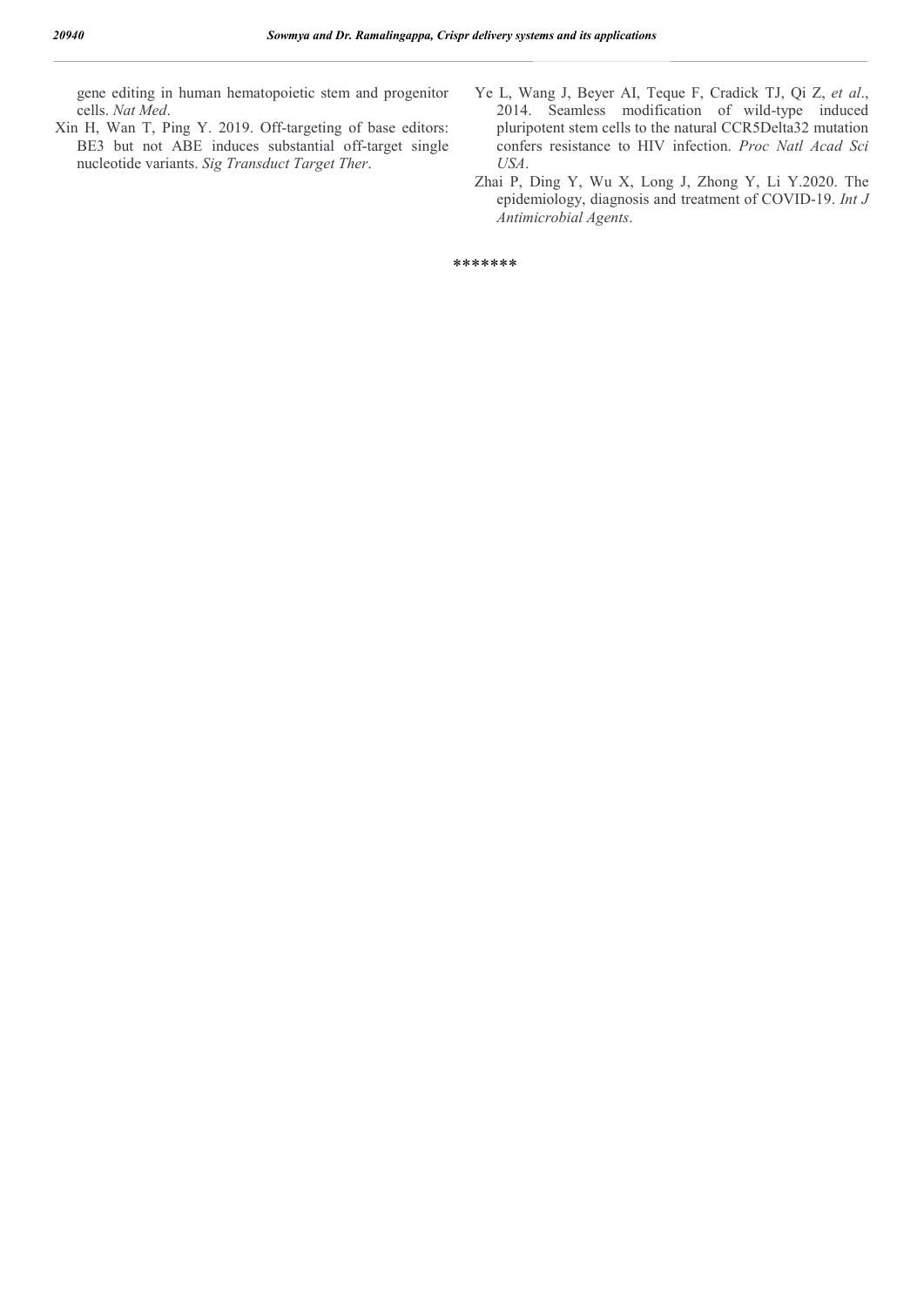gene editing in human hematopoietic stem and progenitor cells. *Nat Med*.

Xin H, Wan T, Ping Y. 2019. Off-targeting of base editors: BE3 but not ABE induces substantial off-target single nucleotide variants. *Sig Transduct Target Ther*.

Ye L, Wang J, Beyer AI, Teque F, Cradick TJ, Qi Z, *et al*., 2014. Seamless modification of wild-type induced pluripotent stem cells to the natural CCR5Delta32 mutation confers resistance to HIV infection. *Proc Natl Acad Sci USA*.

Zhai P, Ding Y, Wu X, Long J, Zhong Y, Li Y.2020. The epidemiology, diagnosis and treatment of COVID-19. *Int J Antimicrobial Agents*.

*******